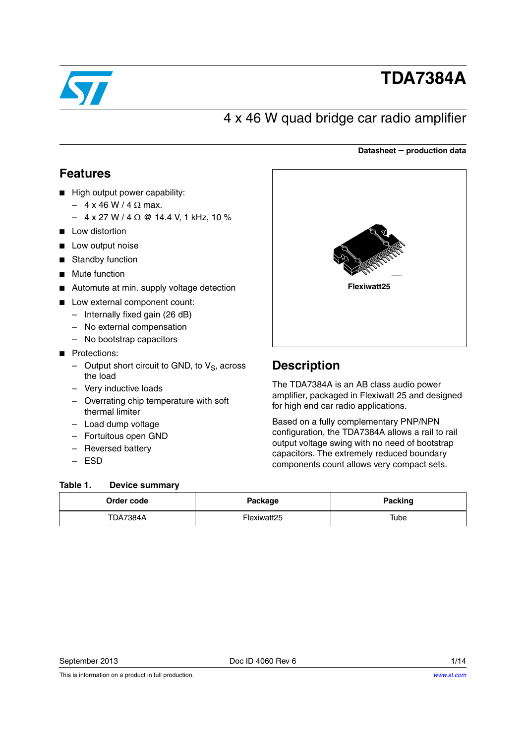# TDA7384A

## 4 x 46 W quad bridge car radio amplifier

**Datasheet − production data**

## Features

- High output power capability:
  - 4 x 46 W / 4 Ω max.
  - 4 x 27 W / 4 Ω @ 14.4 V, 1 kHz, 10 %
- Low distortion
- Low output noise
- Standby function
- Mute function
- Automute at min. supply voltage detection
- Low external component count:
  - Internally fixed gain (26 dB)
  - No external compensation
  - No bootstrap capacitors
- Protections:
  - Output short circuit to GND, to $V_S$, across the load
  - Very inductive loads
  - Overrating chip temperature with soft thermal limiter
  - Load dump voltage
  - Fortuitous open GND
  - Reversed battery
  - ESD

**Flexiwatt25**

## Description

The TDA7384A is an AB class audio power amplifier, packaged in Flexiwatt 25 and designed for high end car radio applications.

Based on a fully complementary PNP/NPN configuration, the TDA7384A allows a rail to rail output voltage swing with no need of bootstrap capacitors. The extremely reduced boundary components count allows very compact sets.

**Table 1. Device summary**

| Order code | Package | Packing |
|---|---|---|
| TDA7384A | Flexiwatt25 | Tube |

September 2013 Doc ID 4060 Rev 6

This is information on a product in full production.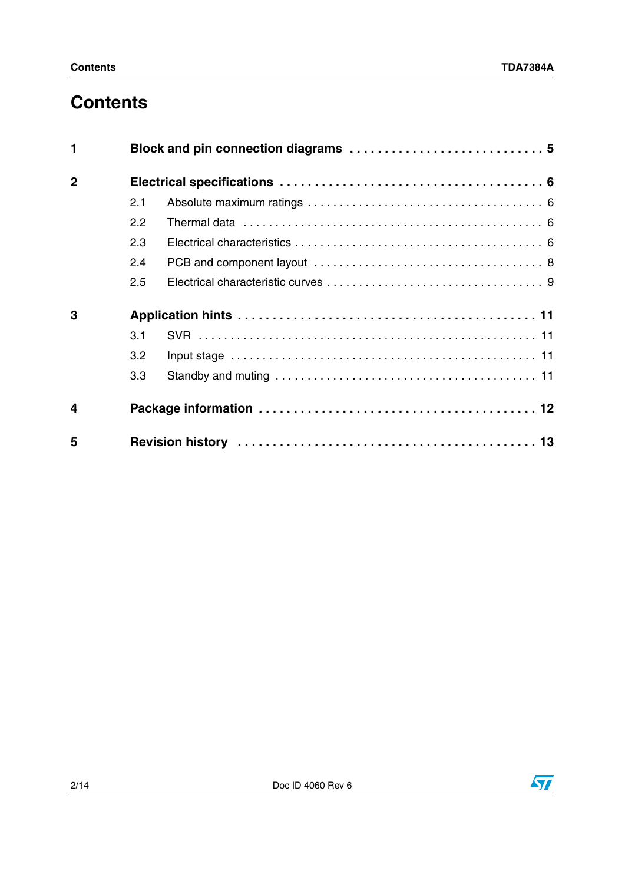# Contents

**1 Block and pin connection diagrams . . . . . . . . . . . . . . . . . . . . . . . . . . . . 5**

**2 Electrical specifications . . . . . . . . . . . . . . . . . . . . . . . . . . . . . . . . . . . . . 6**

2.1 Absolute maximum ratings . . . . . . . . . . . . . . . . . . . . . . . . . . . . . . . . . . . 6

2.2 Thermal data . . . . . . . . . . . . . . . . . . . . . . . . . . . . . . . . . . . . . . . . . . . . . 6

2.3 Electrical characteristics . . . . . . . . . . . . . . . . . . . . . . . . . . . . . . . . . . . . . 6

2.4 PCB and component layout . . . . . . . . . . . . . . . . . . . . . . . . . . . . . . . . . . 8

2.5 Electrical characteristic curves . . . . . . . . . . . . . . . . . . . . . . . . . . . . . . . . 9

**3 Application hints . . . . . . . . . . . . . . . . . . . . . . . . . . . . . . . . . . . . . . . . . 11**

3.1 SVR . . . . . . . . . . . . . . . . . . . . . . . . . . . . . . . . . . . . . . . . . . . . . . . . . . . 11

3.2 Input stage . . . . . . . . . . . . . . . . . . . . . . . . . . . . . . . . . . . . . . . . . . . . . . 11

3.3 Standby and muting . . . . . . . . . . . . . . . . . . . . . . . . . . . . . . . . . . . . . . . . 11

**4 Package information . . . . . . . . . . . . . . . . . . . . . . . . . . . . . . . . . . . . . . 12**

**5 Revision history . . . . . . . . . . . . . . . . . . . . . . . . . . . . . . . . . . . . . . . . . . 13**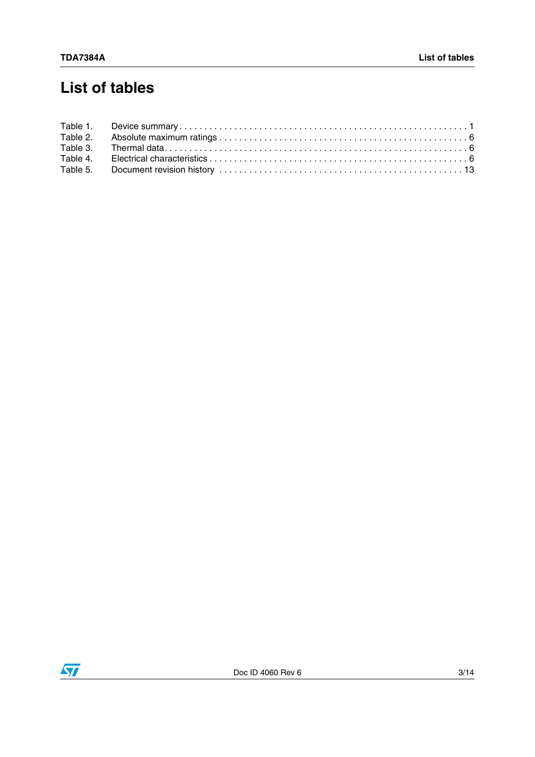# List of tables

Table 1. Device summary . . . . . . . . . . . . . . . . . . . . . . . . . . . . . . . . . . . . . . . . . . . . . . . . . . . . . . . . 1
Table 2. Absolute maximum ratings . . . . . . . . . . . . . . . . . . . . . . . . . . . . . . . . . . . . . . . . . . . . . . . . 6
Table 3. Thermal data. . . . . . . . . . . . . . . . . . . . . . . . . . . . . . . . . . . . . . . . . . . . . . . . . . . . . . . . . . 6
Table 4. Electrical characteristics . . . . . . . . . . . . . . . . . . . . . . . . . . . . . . . . . . . . . . . . . . . . . . . . . . 6
Table 5. Document revision history . . . . . . . . . . . . . . . . . . . . . . . . . . . . . . . . . . . . . . . . . . . . . . . . 13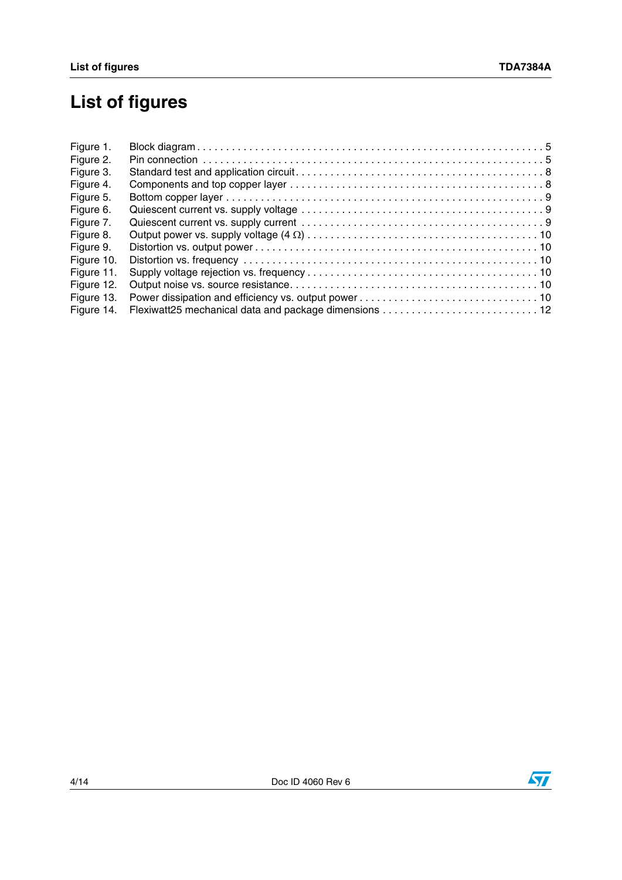# List of figures

- Figure 1. Block diagram . . . . . . . . . . . . . . . . . . . . . . . . . . . . . . . . . . . . . . . . . . . . . . . . . . . . . . . . . . . . 5
- Figure 2. Pin connection . . . . . . . . . . . . . . . . . . . . . . . . . . . . . . . . . . . . . . . . . . . . . . . . . . . . . . . . . . . 5
- Figure 3. Standard test and application circuit . . . . . . . . . . . . . . . . . . . . . . . . . . . . . . . . . . . . . . . . . 8
- Figure 4. Components and top copper layer . . . . . . . . . . . . . . . . . . . . . . . . . . . . . . . . . . . . . . . . . . . 8
- Figure 5. Bottom copper layer . . . . . . . . . . . . . . . . . . . . . . . . . . . . . . . . . . . . . . . . . . . . . . . . . . . . . . 9
- Figure 6. Quiescent current vs. supply voltage . . . . . . . . . . . . . . . . . . . . . . . . . . . . . . . . . . . . . . . . . 9
- Figure 7. Quiescent current vs. supply current . . . . . . . . . . . . . . . . . . . . . . . . . . . . . . . . . . . . . . . . . 9
- Figure 8. Output power vs. supply voltage (4 Ω) . . . . . . . . . . . . . . . . . . . . . . . . . . . . . . . . . . . . . . 10
- Figure 9. Distortion vs. output power . . . . . . . . . . . . . . . . . . . . . . . . . . . . . . . . . . . . . . . . . . . . . . . 10
- Figure 10. Distortion vs. frequency . . . . . . . . . . . . . . . . . . . . . . . . . . . . . . . . . . . . . . . . . . . . . . . . . 10
- Figure 11. Supply voltage rejection vs. frequency . . . . . . . . . . . . . . . . . . . . . . . . . . . . . . . . . . . . . . 10
- Figure 12. Output noise vs. source resistance . . . . . . . . . . . . . . . . . . . . . . . . . . . . . . . . . . . . . . . . . 10
- Figure 13. Power dissipation and efficiency vs. output power . . . . . . . . . . . . . . . . . . . . . . . . . . . . . 10
- Figure 14. Flexiwatt25 mechanical data and package dimensions . . . . . . . . . . . . . . . . . . . . . . . . . 12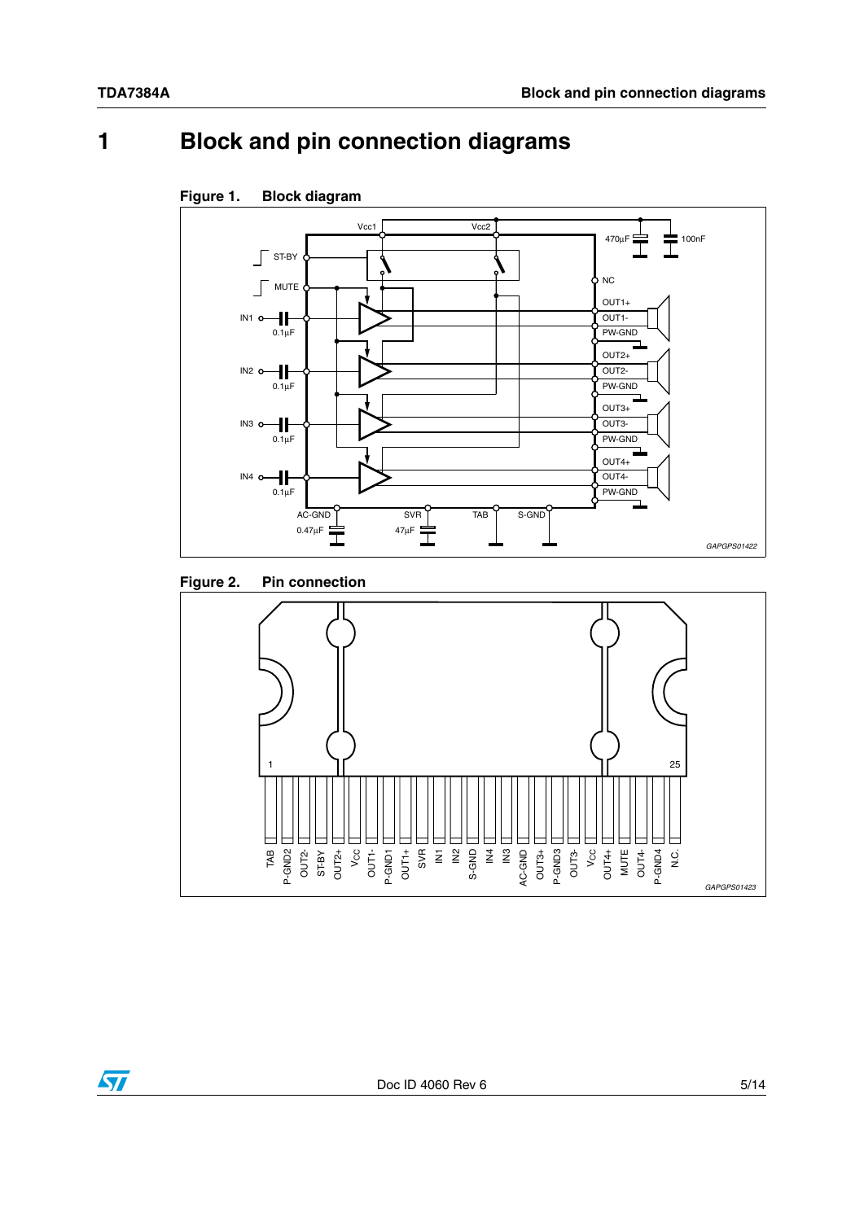# 1 Block and pin connection diagrams

**Figure 1. Block diagram**

**Figure 2. Pin connection**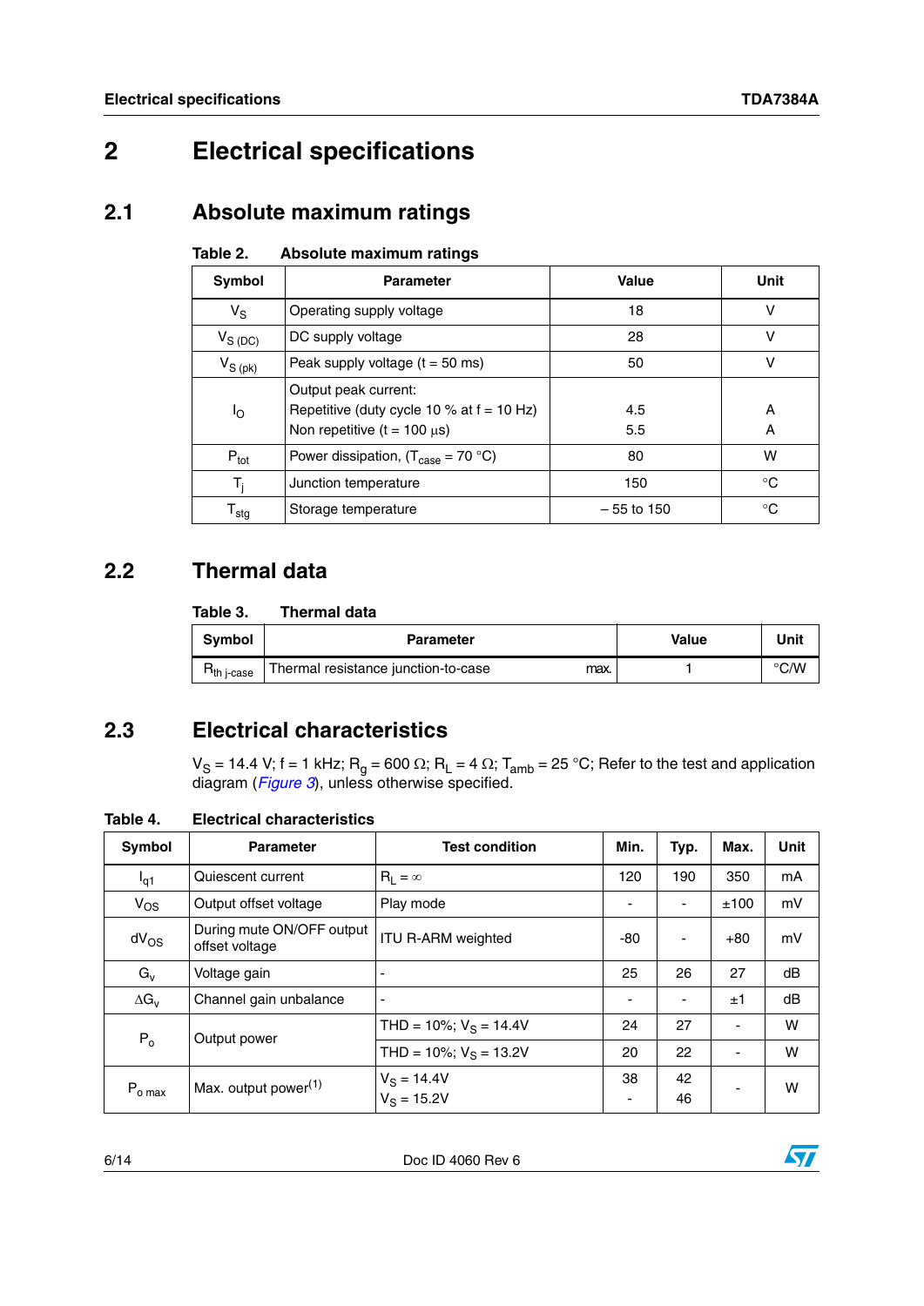# 2 Electrical specifications

## 2.1 Absolute maximum ratings

**Table 2. Absolute maximum ratings**

| Symbol | Parameter | Value | Unit |
|---|---|---|---|
| $V_S$ | Operating supply voltage | 18 | V |
| $V_{S\,(DC)}$ | DC supply voltage | 28 | V |
| $V_{S\,(pk)}$ | Peak supply voltage (t = 50 ms) | 50 | V |
| $I_O$ | Output peak current:<br>Repetitive (duty cycle 10 % at f = 10 Hz)<br>Non repetitive (t = 100 µs) | <br>4.5<br>5.5 | <br>A<br>A |
| $P_{tot}$ | Power dissipation, ($T_{case}$ = 70 °C) | 80 | W |
| $T_j$ | Junction temperature | 150 | °C |
| $T_{stg}$ | Storage temperature | – 55 to 150 | °C |

## 2.2 Thermal data

**Table 3. Thermal data**

| Symbol | Parameter | Value | Unit |
|---|---|---|---|
| $R_{th\,j\text{-}case}$ | Thermal resistance junction-to-case max. | 1 | °C/W |

## 2.3 Electrical characteristics

$V_S$ = 14.4 V; f = 1 kHz; $R_g$ = 600 Ω; $R_L$ = 4 Ω; $T_{amb}$ = 25 °C; Refer to the test and application diagram (*Figure 3*), unless otherwise specified.

**Table 4. Electrical characteristics**

| Symbol | Parameter | Test condition | Min. | Typ. | Max. | Unit |
|---|---|---|---|---|---|---|
| $I_{q1}$ | Quiescent current | $R_L = \infty$ | 120 | 190 | 350 | mA |
| $V_{OS}$ | Output offset voltage | Play mode | - | - | ±100 | mV |
| $dV_{OS}$ | During mute ON/OFF output offset voltage | ITU R-ARM weighted | -80 | - | +80 | mV |
| $G_v$ | Voltage gain | - | 25 | 26 | 27 | dB |
| $\Delta G_v$ | Channel gain unbalance | - | - | - | ±1 | dB |
| $P_o$ | Output power | THD = 10%; $V_S$ = 14.4V | 24 | 27 | - | W |
| | | THD = 10%; $V_S$ = 13.2V | 20 | 22 | - | W |
| $P_{o\,max}$ | Max. output power(1) | $V_S$ = 14.4V<br>$V_S$ = 15.2V | 38<br>- | 42<br>46 | - | W |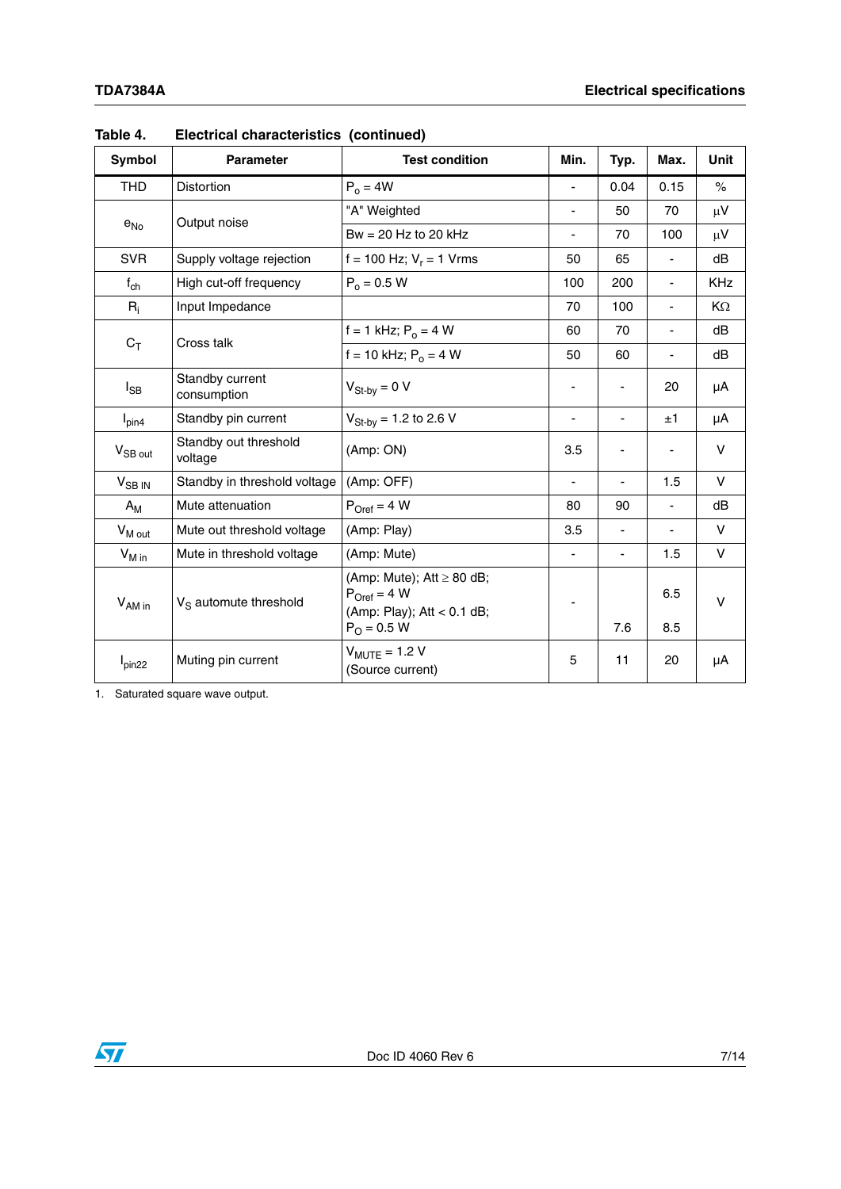**Table 4. Electrical characteristics (continued)**

| Symbol | Parameter | Test condition | Min. | Typ. | Max. | Unit |
|---|---|---|---|---|---|---|
| THD | Distortion | $P_o$ = 4W | - | 0.04 | 0.15 | % |
| $e_{No}$ | Output noise | "A" Weighted | - | 50 | 70 | µV |
| | | Bw = 20 Hz to 20 kHz | - | 70 | 100 | µV |
| SVR | Supply voltage rejection | f = 100 Hz; $V_r$ = 1 Vrms | 50 | 65 | - | dB |
| $f_{ch}$ | High cut-off frequency | $P_o$ = 0.5 W | 100 | 200 | - | KHz |
| $R_i$ | Input Impedance | | 70 | 100 | - | KΩ |
| $C_T$ | Cross talk | f = 1 kHz; $P_o$ = 4 W | 60 | 70 | - | dB |
| | | f = 10 kHz; $P_o$ = 4 W | 50 | 60 | - | dB |
| $I_{SB}$ | Standby current consumption | $V_{St\text{-}by}$ = 0 V | - | - | 20 | µA |
| $I_{pin4}$ | Standby pin current | $V_{St\text{-}by}$ = 1.2 to 2.6 V | - | - | ±1 | µA |
| $V_{SB\ out}$ | Standby out threshold voltage | (Amp: ON) | 3.5 | - | - | V |
| $V_{SB\ IN}$ | Standby in threshold voltage | (Amp: OFF) | - | - | 1.5 | V |
| $A_M$ | Mute attenuation | $P_{Oref}$ = 4 W | 80 | 90 | - | dB |
| $V_{M\ out}$ | Mute out threshold voltage | (Amp: Play) | 3.5 | - | - | V |
| $V_{M\ in}$ | Mute in threshold voltage | (Amp: Mute) | - | - | 1.5 | V |
| $V_{AM\ in}$ | $V_S$ automute threshold | (Amp: Mute); Att ≥ 80 dB; $P_{Oref}$ = 4 W<br>(Amp: Play); Att < 0.1 dB; $P_O$ = 0.5 W | - | <br>7.6 | 6.5<br>8.5 | V |
| $I_{pin22}$ | Muting pin current | $V_{MUTE}$ = 1.2 V (Source current) | 5 | 11 | 20 | µA |

1. Saturated square wave output.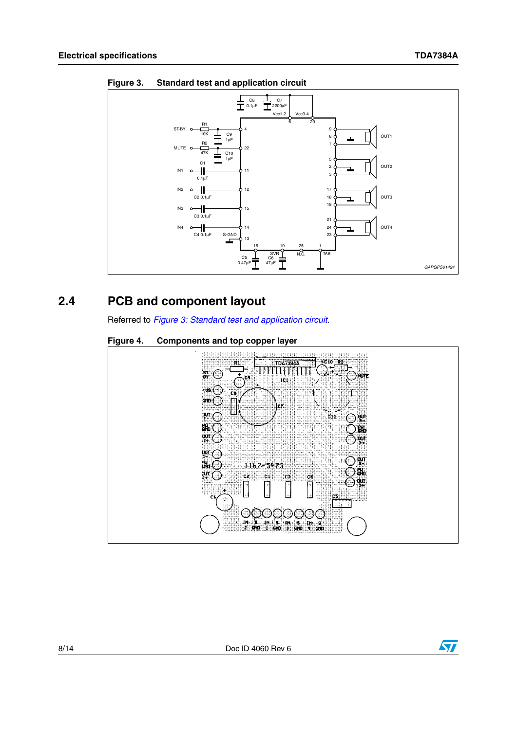**Figure 3. Standard test and application circuit**

## 2.4 PCB and component layout

Referred to *Figure 3: Standard test and application circuit*.

**Figure 4. Components and top copper layer**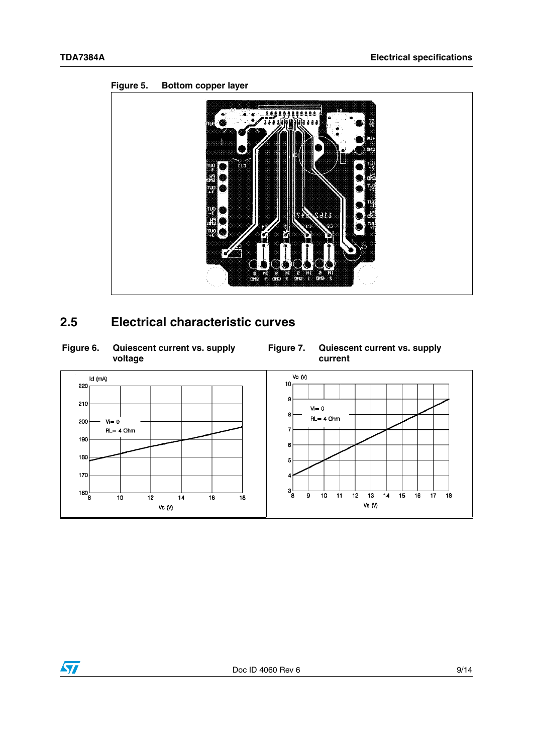Figure 5. Bottom copper layer

## 2.5 Electrical characteristic curves

Figure 6. Quiescent current vs. supply voltage

Figure 7. Quiescent current vs. supply current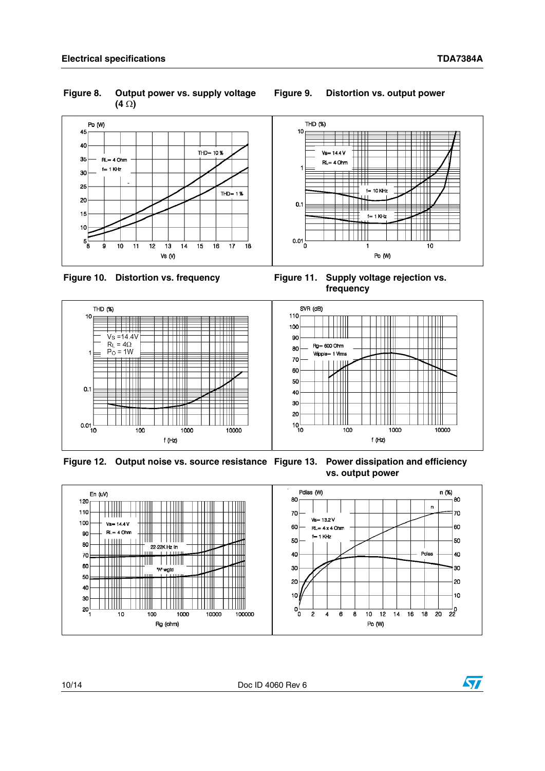Figure 8. Output power vs. supply voltage (4 Ω)

Figure 9. Distortion vs. output power

Figure 10. Distortion vs. frequency

Figure 11. Supply voltage rejection vs. frequency

Figure 12. Output noise vs. source resistance

Figure 13. Power dissipation and efficiency vs. output power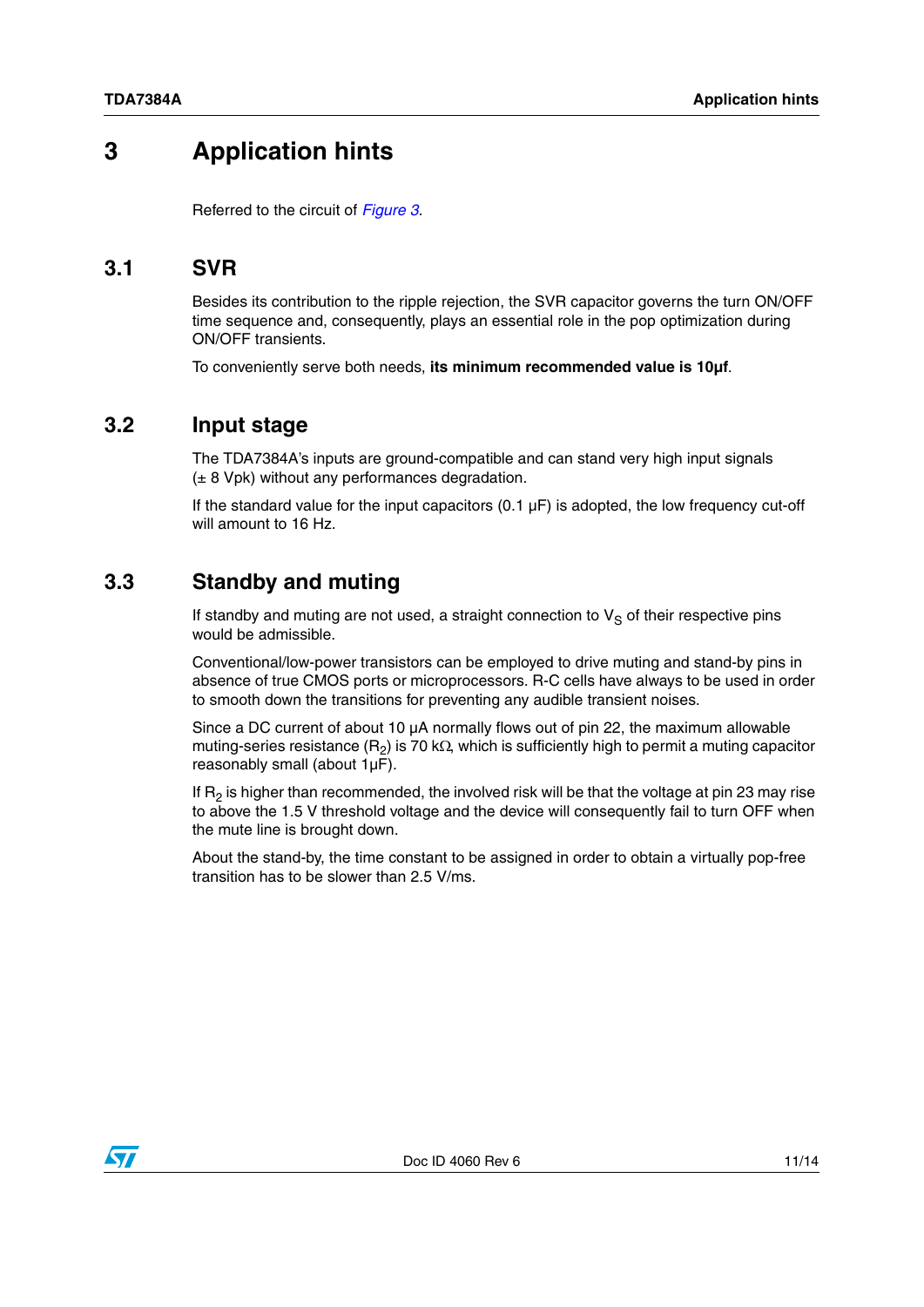# 3 Application hints

Referred to the circuit of *Figure 3*.

## 3.1 SVR

Besides its contribution to the ripple rejection, the SVR capacitor governs the turn ON/OFF time sequence and, consequently, plays an essential role in the pop optimization during ON/OFF transients.

To conveniently serve both needs, **its minimum recommended value is 10µf**.

## 3.2 Input stage

The TDA7384A's inputs are ground-compatible and can stand very high input signals (± 8 Vpk) without any performances degradation.

If the standard value for the input capacitors (0.1 µF) is adopted, the low frequency cut-off will amount to 16 Hz.

## 3.3 Standby and muting

If standby and muting are not used, a straight connection to $V_S$ of their respective pins would be admissible.

Conventional/low-power transistors can be employed to drive muting and stand-by pins in absence of true CMOS ports or microprocessors. R-C cells have always to be used in order to smooth down the transitions for preventing any audible transient noises.

Since a DC current of about 10 µA normally flows out of pin 22, the maximum allowable muting-series resistance ($R_2$) is 70 kΩ, which is sufficiently high to permit a muting capacitor reasonably small (about 1µF).

If $R_2$ is higher than recommended, the involved risk will be that the voltage at pin 23 may rise to above the 1.5 V threshold voltage and the device will consequently fail to turn OFF when the mute line is brought down.

About the stand-by, the time constant to be assigned in order to obtain a virtually pop-free transition has to be slower than 2.5 V/ms.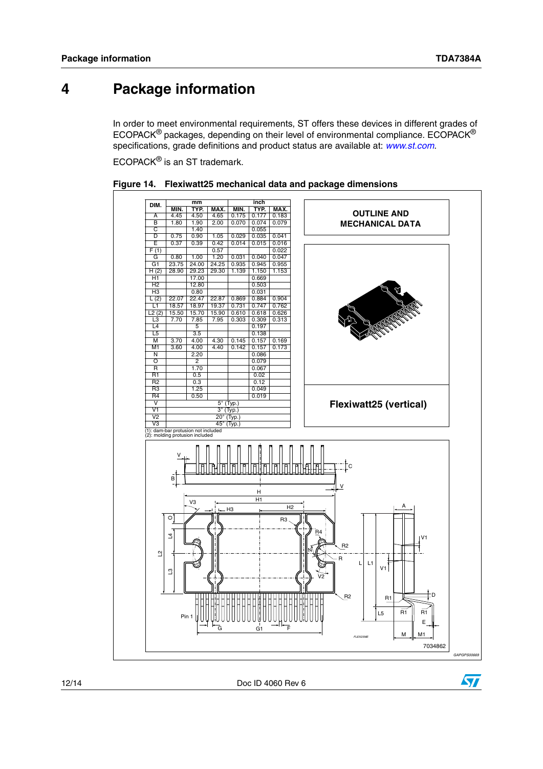# 4 Package information

In order to meet environmental requirements, ST offers these devices in different grades of ECOPACK® packages, depending on their level of environmental compliance. ECOPACK® specifications, grade definitions and product status are available at: *www.st.com*.

ECOPACK® is an ST trademark.

**Figure 14. Flexiwatt25 mechanical data and package dimensions**

| DIM. | mm | | | inch | | |
|---|---|---|---|---|---|---|
| | MIN. | TYP. | MAX. | MIN. | TYP. | MAX. |
| A | 4.45 | 4.50 | 4.65 | 0.175 | 0.177 | 0.183 |
| B | 1.80 | 1.90 | 2.00 | 0.070 | 0.074 | 0.079 |
| C | | 1.40 | | | 0.055 | |
| D | 0.75 | 0.90 | 1.05 | 0.029 | 0.035 | 0.041 |
| E | 0.37 | 0.39 | 0.42 | 0.014 | 0.015 | 0.016 |
| F (1) | | | 0.57 | | | 0.022 |
| G | 0.80 | 1.00 | 1.20 | 0.031 | 0.040 | 0.047 |
| G1 | 23.75 | 24.00 | 24.25 | 0.935 | 0.945 | 0.955 |
| H (2) | 28.90 | 29.23 | 29.30 | 1.139 | 1.150 | 1.153 |
| H1 | | 17.00 | | | 0.669 | |
| H2 | | 12.80 | | | 0.503 | |
| H3 | | 0.80 | | | 0.031 | |
| L (2) | 22.07 | 22.47 | 22.87 | 0.869 | 0.884 | 0.904 |
| L1 | 18.57 | 18.97 | 19.37 | 0.731 | 0.747 | 0.762 |
| L2 (2) | 15.50 | 15.70 | 15.90 | 0.610 | 0.618 | 0.626 |
| L3 | 7.70 | 7.85 | 7.95 | 0.303 | 0.309 | 0.313 |
| L4 | | 5 | | | 0.197 | |
| L5 | | 3.5 | | | 0.138 | |
| M | 3.70 | 4.00 | 4.30 | 0.145 | 0.157 | 0.169 |
| M1 | 3.60 | 4.00 | 4.40 | 0.142 | 0.157 | 0.173 |
| N | | 2.20 | | | 0.086 | |
| O | | 2 | | | 0.079 | |
| R | | 1.70 | | | 0.067 | |
| R1 | | 0.5 | | | 0.02 | |
| R2 | | 0.3 | | | 0.12 | |
| R3 | | 1.25 | | | 0.049 | |
| R4 | | 0.50 | | | 0.019 | |
| V | 5° (Typ.) | | | | | |
| V1 | 3° (Typ.) | | | | | |
| V2 | 20° (Typ.) | | | | | |
| V3 | 45° (Typ.) | | | | | |

(1): dam-bar protusion not included
(2): molding protusion included

**OUTLINE AND MECHANICAL DATA**

**Flexiwatt25 (vertical)**

7034862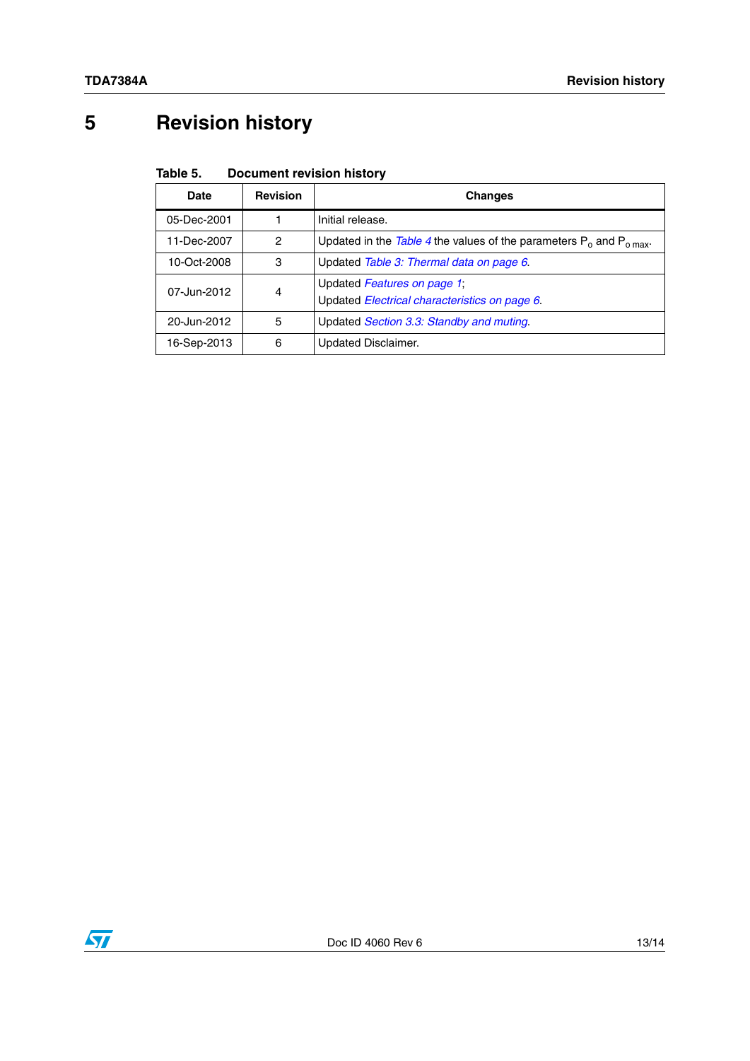# 5 Revision history

**Table 5. Document revision history**

| Date | Revision | Changes |
|---|---|---|
| 05-Dec-2001 | 1 | Initial release. |
| 11-Dec-2007 | 2 | Updated in the *Table 4* the values of the parameters $P_o$ and $P_{o\ max}$. |
| 10-Oct-2008 | 3 | Updated *Table 3: Thermal data on page 6*. |
| 07-Jun-2012 | 4 | Updated *Features on page 1*;<br>Updated *Electrical characteristics on page 6*. |
| 20-Jun-2012 | 5 | Updated *Section 3.3: Standby and muting*. |
| 16-Sep-2013 | 6 | Updated Disclaimer. |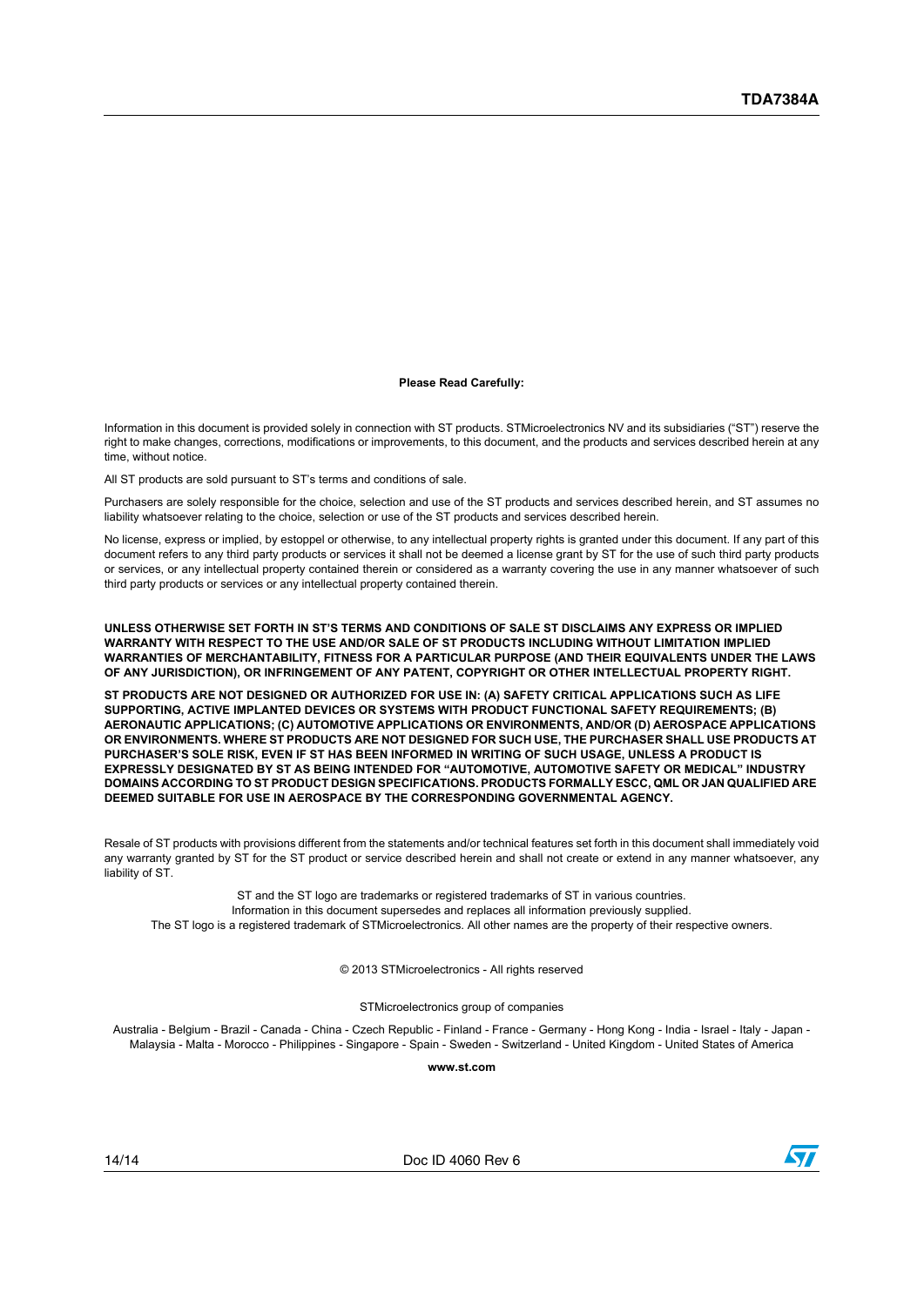**Please Read Carefully:**

Information in this document is provided solely in connection with ST products. STMicroelectronics NV and its subsidiaries ("ST") reserve the right to make changes, corrections, modifications or improvements, to this document, and the products and services described herein at any time, without notice.

All ST products are sold pursuant to ST's terms and conditions of sale.

Purchasers are solely responsible for the choice, selection and use of the ST products and services described herein, and ST assumes no liability whatsoever relating to the choice, selection or use of the ST products and services described herein.

No license, express or implied, by estoppel or otherwise, to any intellectual property rights is granted under this document. If any part of this document refers to any third party products or services it shall not be deemed a license grant by ST for the use of such third party products or services, or any intellectual property contained therein or considered as a warranty covering the use in any manner whatsoever of such third party products or services or any intellectual property contained therein.

**UNLESS OTHERWISE SET FORTH IN ST'S TERMS AND CONDITIONS OF SALE ST DISCLAIMS ANY EXPRESS OR IMPLIED WARRANTY WITH RESPECT TO THE USE AND/OR SALE OF ST PRODUCTS INCLUDING WITHOUT LIMITATION IMPLIED WARRANTIES OF MERCHANTABILITY, FITNESS FOR A PARTICULAR PURPOSE (AND THEIR EQUIVALENTS UNDER THE LAWS OF ANY JURISDICTION), OR INFRINGEMENT OF ANY PATENT, COPYRIGHT OR OTHER INTELLECTUAL PROPERTY RIGHT.**

**ST PRODUCTS ARE NOT DESIGNED OR AUTHORIZED FOR USE IN: (A) SAFETY CRITICAL APPLICATIONS SUCH AS LIFE SUPPORTING, ACTIVE IMPLANTED DEVICES OR SYSTEMS WITH PRODUCT FUNCTIONAL SAFETY REQUIREMENTS; (B) AERONAUTIC APPLICATIONS; (C) AUTOMOTIVE APPLICATIONS OR ENVIRONMENTS, AND/OR (D) AEROSPACE APPLICATIONS OR ENVIRONMENTS. WHERE ST PRODUCTS ARE NOT DESIGNED FOR SUCH USE, THE PURCHASER SHALL USE PRODUCTS AT PURCHASER'S SOLE RISK, EVEN IF ST HAS BEEN INFORMED IN WRITING OF SUCH USAGE, UNLESS A PRODUCT IS EXPRESSLY DESIGNATED BY ST AS BEING INTENDED FOR "AUTOMOTIVE, AUTOMOTIVE SAFETY OR MEDICAL" INDUSTRY DOMAINS ACCORDING TO ST PRODUCT DESIGN SPECIFICATIONS. PRODUCTS FORMALLY ESCC, QML OR JAN QUALIFIED ARE DEEMED SUITABLE FOR USE IN AEROSPACE BY THE CORRESPONDING GOVERNMENTAL AGENCY.**

Resale of ST products with provisions different from the statements and/or technical features set forth in this document shall immediately void any warranty granted by ST for the ST product or service described herein and shall not create or extend in any manner whatsoever, any liability of ST.

ST and the ST logo are trademarks or registered trademarks of ST in various countries.
Information in this document supersedes and replaces all information previously supplied.
The ST logo is a registered trademark of STMicroelectronics. All other names are the property of their respective owners.

© 2013 STMicroelectronics - All rights reserved

STMicroelectronics group of companies

Australia - Belgium - Brazil - Canada - China - Czech Republic - Finland - France - Germany - Hong Kong - India - Israel - Italy - Japan - Malaysia - Malta - Morocco - Philippines - Singapore - Spain - Sweden - Switzerland - United Kingdom - United States of America

**www.st.com**